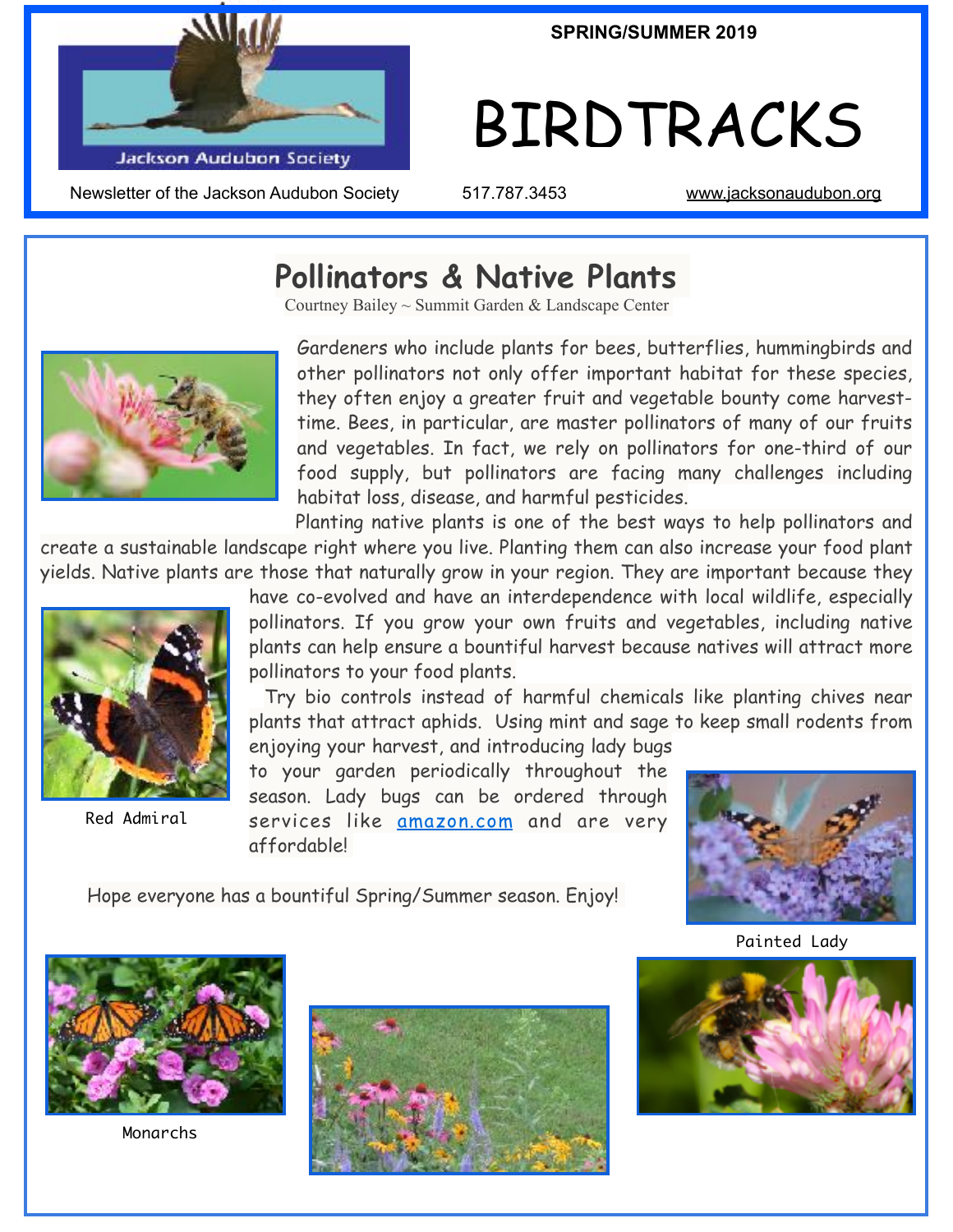SPRING/SUMMER 2019

# BIRDTRACKS

Jackson Audubon Society

Newsletter of the Jackson Audubon Society 517.787.3453 www.jacksonaudubon.org

## Pollinators & Native Plants

Courtney Bailey ~ Summit Garden & Landscape Center

Gardeners who include plants for bees, butterflies, hummingbirds and other pollinators not only offer important habitat for these species, they often enjoy a greater fruit and vegetable bounty come harvest-time. Bees, in particular, are master pollinators of many of our fruits and vegetables. In fact, we rely on pollinators for one-third of our food supply, but pollinators are facing many challenges including habitat loss, disease, and harmful pesticides.

Planting native plants is one of the best ways to help pollinators and create a sustainable landscape right where you live. Planting them can also increase your food plant yields. Native plants are those that naturally grow in your region. They are important because they have co-evolved and have an interdependence with local wildlife, especially pollinators. If you grow your own fruits and vegetables, including native plants can help ensure a bountiful harvest because natives will attract more pollinators to your food plants.

Try bio controls instead of harmful chemicals like planting chives near plants that attract aphids. Using mint and sage to keep small rodents from enjoying your harvest, and introducing lady bugs to your garden periodically throughout the season. Lady bugs can be ordered through services like amazon.com and are very affordable!

Hope everyone has a bountiful Spring/Summer season. Enjoy!

Red Admiral

Painted Lady

Monarchs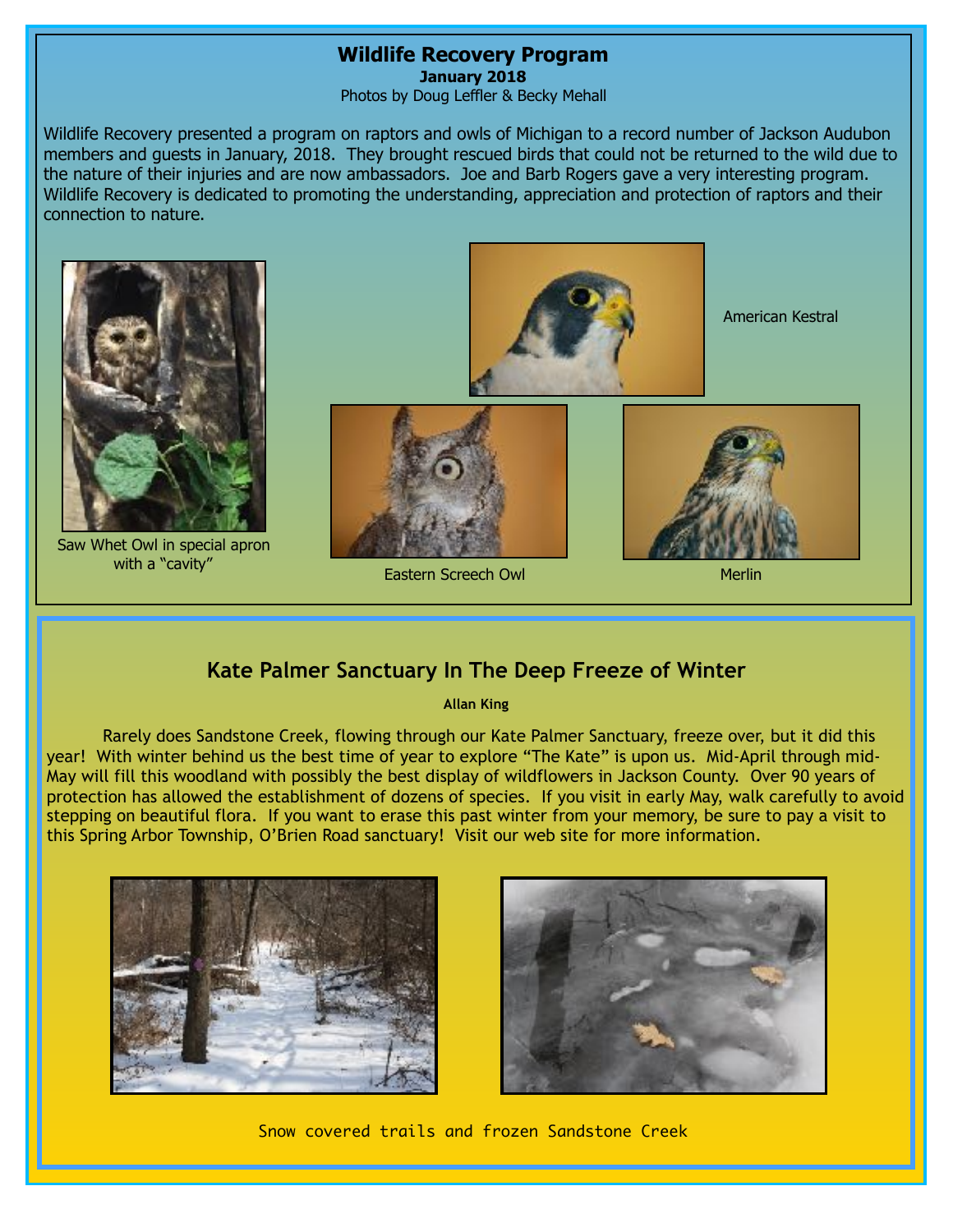## Wildlife Recovery Program

**January 2018**

Photos by Doug Leffler & Becky Mehall

Wildlife Recovery presented a program on raptors and owls of Michigan to a record number of Jackson Audubon members and guests in January, 2018. They brought rescued birds that could not be returned to the wild due to the nature of their injuries and are now ambassadors. Joe and Barb Rogers gave a very interesting program. Wildlife Recovery is dedicated to promoting the understanding, appreciation and protection of raptors and their connection to nature.

Saw Whet Owl in special apron with a "cavity"

American Kestral

Eastern Screech Owl

Merlin

## Kate Palmer Sanctuary In The Deep Freeze of Winter

**Allan King**

Rarely does Sandstone Creek, flowing through our Kate Palmer Sanctuary, freeze over, but it did this year! With winter behind us the best time of year to explore "The Kate" is upon us. Mid-April through mid-May will fill this woodland with possibly the best display of wildflowers in Jackson County. Over 90 years of protection has allowed the establishment of dozens of species. If you visit in early May, walk carefully to avoid stepping on beautiful flora. If you want to erase this past winter from your memory, be sure to pay a visit to this Spring Arbor Township, O'Brien Road sanctuary! Visit our web site for more information.

Snow covered trails and frozen Sandstone Creek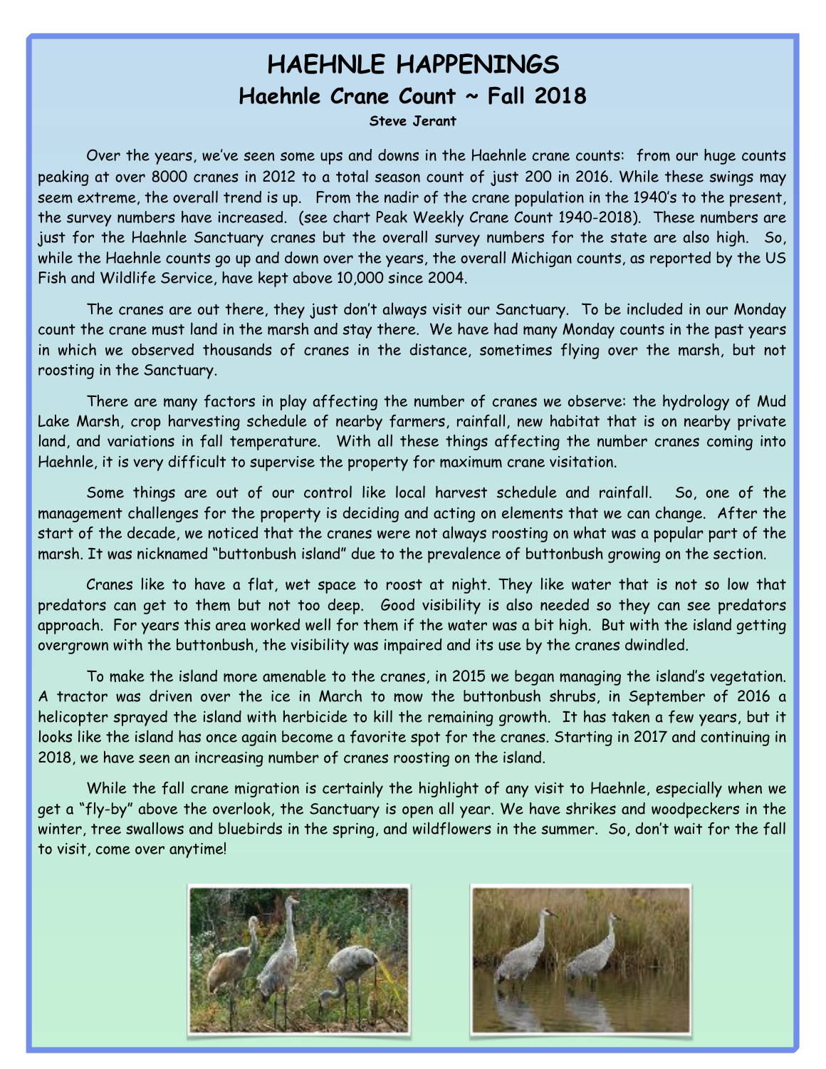# HAEHNLE HAPPENINGS

## Haehnle Crane Count ~ Fall 2018

**Steve Jerant**

Over the years, we've seen some ups and downs in the Haehnle crane counts: from our huge counts peaking at over 8000 cranes in 2012 to a total season count of just 200 in 2016. While these swings may seem extreme, the overall trend is up. From the nadir of the crane population in the 1940's to the present, the survey numbers have increased. (see chart Peak Weekly Crane Count 1940-2018). These numbers are just for the Haehnle Sanctuary cranes but the overall survey numbers for the state are also high. So, while the Haehnle counts go up and down over the years, the overall Michigan counts, as reported by the US Fish and Wildlife Service, have kept above 10,000 since 2004.

The cranes are out there, they just don't always visit our Sanctuary. To be included in our Monday count the crane must land in the marsh and stay there. We have had many Monday counts in the past years in which we observed thousands of cranes in the distance, sometimes flying over the marsh, but not roosting in the Sanctuary.

There are many factors in play affecting the number of cranes we observe: the hydrology of Mud Lake Marsh, crop harvesting schedule of nearby farmers, rainfall, new habitat that is on nearby private land, and variations in fall temperature. With all these things affecting the number cranes coming into Haehnle, it is very difficult to supervise the property for maximum crane visitation.

Some things are out of our control like local harvest schedule and rainfall. So, one of the management challenges for the property is deciding and acting on elements that we can change. After the start of the decade, we noticed that the cranes were not always roosting on what was a popular part of the marsh. It was nicknamed "buttonbush island" due to the prevalence of buttonbush growing on the section.

Cranes like to have a flat, wet space to roost at night. They like water that is not so low that predators can get to them but not too deep. Good visibility is also needed so they can see predators approach. For years this area worked well for them if the water was a bit high. But with the island getting overgrown with the buttonbush, the visibility was impaired and its use by the cranes dwindled.

To make the island more amenable to the cranes, in 2015 we began managing the island's vegetation. A tractor was driven over the ice in March to mow the buttonbush shrubs, in September of 2016 a helicopter sprayed the island with herbicide to kill the remaining growth. It has taken a few years, but it looks like the island has once again become a favorite spot for the cranes. Starting in 2017 and continuing in 2018, we have seen an increasing number of cranes roosting on the island.

While the fall crane migration is certainly the highlight of any visit to Haehnle, especially when we get a "fly-by" above the overlook, the Sanctuary is open all year. We have shrikes and woodpeckers in the winter, tree swallows and bluebirds in the spring, and wildflowers in the summer. So, don't wait for the fall to visit, come over anytime!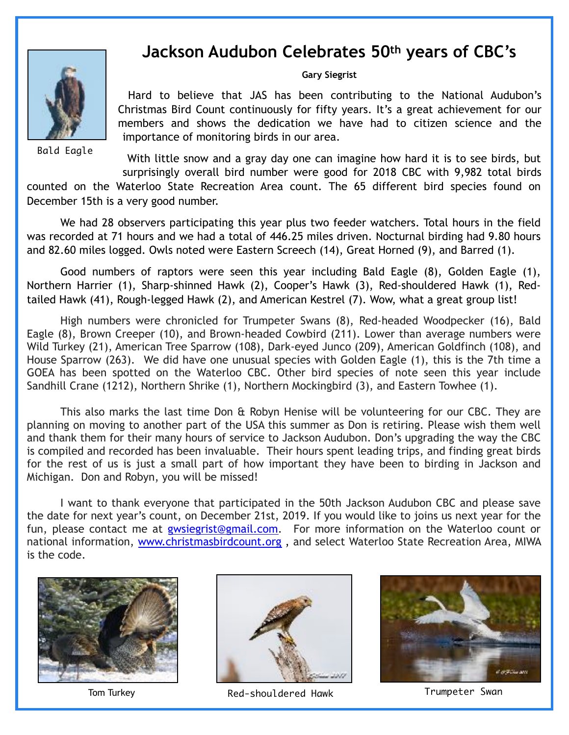# Jackson Audubon Celebrates 50th years of CBC's

**Gary Siegrist**

Bald Eagle

Hard to believe that JAS has been contributing to the National Audubon's Christmas Bird Count continuously for fifty years. It's a great achievement for our members and shows the dedication we have had to citizen science and the importance of monitoring birds in our area.

With little snow and a gray day one can imagine how hard it is to see birds, but surprisingly overall bird number were good for 2018 CBC with 9,982 total birds counted on the Waterloo State Recreation Area count. The 65 different bird species found on December 15th is a very good number.

We had 28 observers participating this year plus two feeder watchers. Total hours in the field was recorded at 71 hours and we had a total of 446.25 miles driven. Nocturnal birding had 9.80 hours and 82.60 miles logged. Owls noted were Eastern Screech (14), Great Horned (9), and Barred (1).

Good numbers of raptors were seen this year including Bald Eagle (8), Golden Eagle (1), Northern Harrier (1), Sharp-shinned Hawk (2), Cooper's Hawk (3), Red-shouldered Hawk (1), Red-tailed Hawk (41), Rough-legged Hawk (2), and American Kestrel (7). Wow, what a great group list!

High numbers were chronicled for Trumpeter Swans (8), Red-headed Woodpecker (16), Bald Eagle (8), Brown Creeper (10), and Brown-headed Cowbird (211). Lower than average numbers were Wild Turkey (21), American Tree Sparrow (108), Dark-eyed Junco (209), American Goldfinch (108), and House Sparrow (263). We did have one unusual species with Golden Eagle (1), this is the 7th time a GOEA has been spotted on the Waterloo CBC. Other bird species of note seen this year include Sandhill Crane (1212), Northern Shrike (1), Northern Mockingbird (3), and Eastern Towhee (1).

This also marks the last time Don & Robyn Henise will be volunteering for our CBC. They are planning on moving to another part of the USA this summer as Don is retiring. Please wish them well and thank them for their many hours of service to Jackson Audubon. Don's upgrading the way the CBC is compiled and recorded has been invaluable. Their hours spent leading trips, and finding great birds for the rest of us is just a small part of how important they have been to birding in Jackson and Michigan. Don and Robyn, you will be missed!

I want to thank everyone that participated in the 50th Jackson Audubon CBC and please save the date for next year's count, on December 21st, 2019. If you would like to joins us next year for the fun, please contact me at gwsiegrist@gmail.com. For more information on the Waterloo count or national information, www.christmasbirdcount.org , and select Waterloo State Recreation Area, MIWA is the code.

Tom Turkey

Red-shouldered Hawk

Trumpeter Swan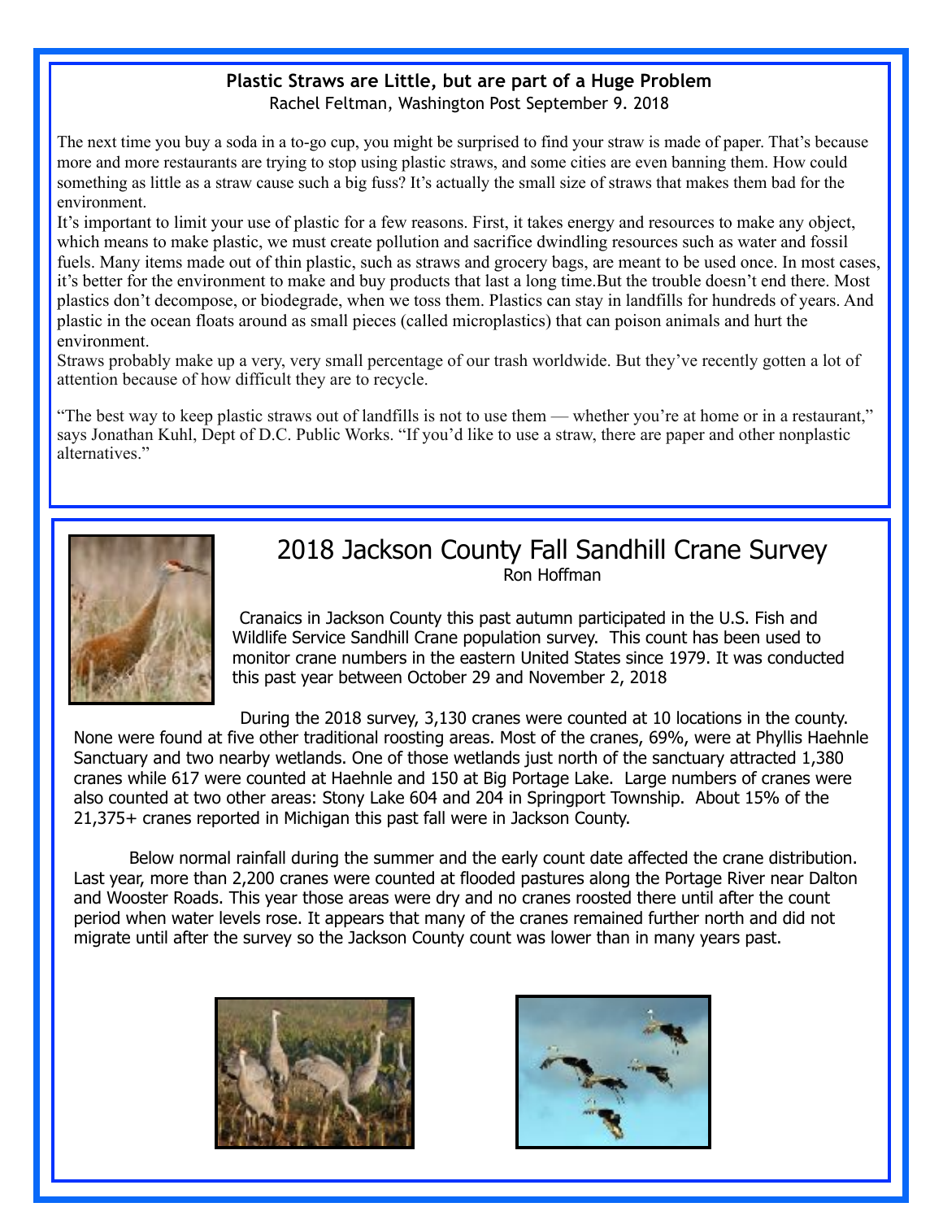## Plastic Straws are Little, but are part of a Huge Problem

Rachel Feltman, Washington Post September 9. 2018

The next time you buy a soda in a to-go cup, you might be surprised to find your straw is made of paper. That's because more and more restaurants are trying to stop using plastic straws, and some cities are even banning them. How could something as little as a straw cause such a big fuss? It's actually the small size of straws that makes them bad for the environment.

It's important to limit your use of plastic for a few reasons. First, it takes energy and resources to make any object, which means to make plastic, we must create pollution and sacrifice dwindling resources such as water and fossil fuels. Many items made out of thin plastic, such as straws and grocery bags, are meant to be used once. In most cases, it's better for the environment to make and buy products that last a long time.But the trouble doesn't end there. Most plastics don't decompose, or biodegrade, when we toss them. Plastics can stay in landfills for hundreds of years. And plastic in the ocean floats around as small pieces (called microplastics) that can poison animals and hurt the environment.

Straws probably make up a very, very small percentage of our trash worldwide. But they've recently gotten a lot of attention because of how difficult they are to recycle.

"The best way to keep plastic straws out of landfills is not to use them — whether you're at home or in a restaurant," says Jonathan Kuhl, Dept of D.C. Public Works. "If you'd like to use a straw, there are paper and other nonplastic alternatives."

## 2018 Jackson County Fall Sandhill Crane Survey

Ron Hoffman

Cranaics in Jackson County this past autumn participated in the U.S. Fish and Wildlife Service Sandhill Crane population survey. This count has been used to monitor crane numbers in the eastern United States since 1979. It was conducted this past year between October 29 and November 2, 2018

During the 2018 survey, 3,130 cranes were counted at 10 locations in the county. None were found at five other traditional roosting areas. Most of the cranes, 69%, were at Phyllis Haehnle Sanctuary and two nearby wetlands. One of those wetlands just north of the sanctuary attracted 1,380 cranes while 617 were counted at Haehnle and 150 at Big Portage Lake. Large numbers of cranes were also counted at two other areas: Stony Lake 604 and 204 in Springport Township. About 15% of the 21,375+ cranes reported in Michigan this past fall were in Jackson County.

Below normal rainfall during the summer and the early count date affected the crane distribution. Last year, more than 2,200 cranes were counted at flooded pastures along the Portage River near Dalton and Wooster Roads. This year those areas were dry and no cranes roosted there until after the count period when water levels rose. It appears that many of the cranes remained further north and did not migrate until after the survey so the Jackson County count was lower than in many years past.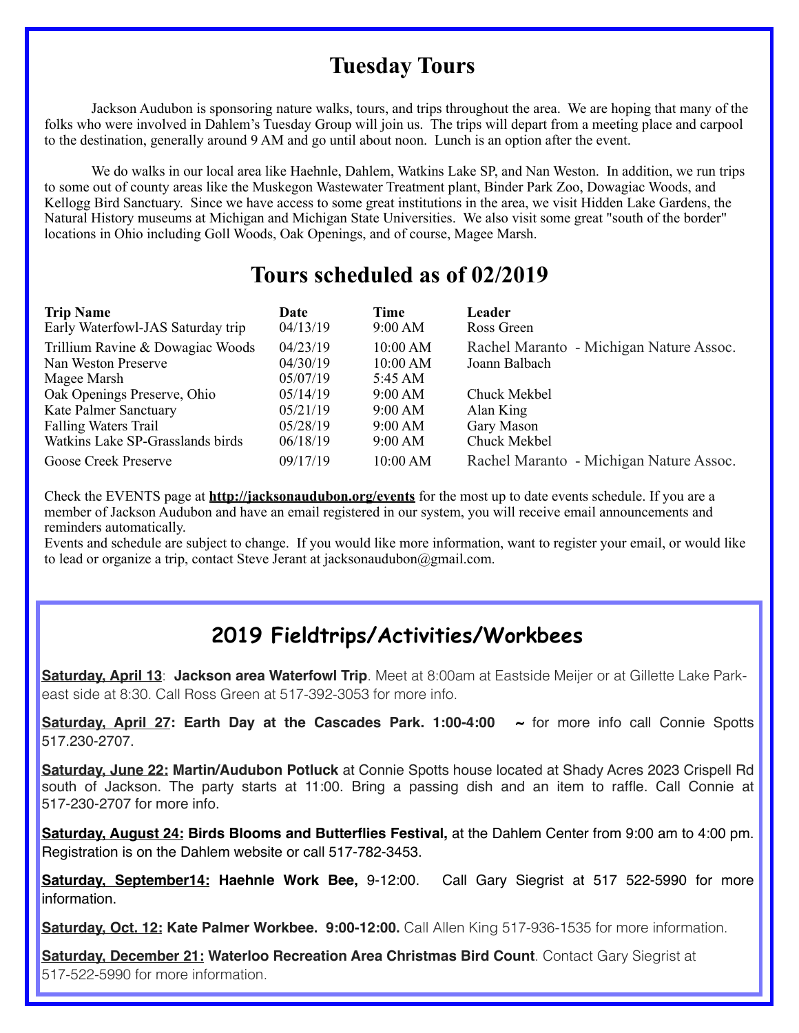# Tuesday Tours

Jackson Audubon is sponsoring nature walks, tours, and trips throughout the area. We are hoping that many of the folks who were involved in Dahlem's Tuesday Group will join us. The trips will depart from a meeting place and carpool to the destination, generally around 9 AM and go until about noon. Lunch is an option after the event.

We do walks in our local area like Haehnle, Dahlem, Watkins Lake SP, and Nan Weston. In addition, we run trips to some out of county areas like the Muskegon Wastewater Treatment plant, Binder Park Zoo, Dowagiac Woods, and Kellogg Bird Sanctuary. Since we have access to some great institutions in the area, we visit Hidden Lake Gardens, the Natural History museums at Michigan and Michigan State Universities. We also visit some great "south of the border" locations in Ohio including Goll Woods, Oak Openings, and of course, Magee Marsh.

# Tours scheduled as of 02/2019

| Trip Name | Date | Time | Leader |
|---|---|---|---|
| Early Waterfowl-JAS Saturday trip | 04/13/19 | 9:00 AM | Ross Green |
| Trillium Ravine & Dowagiac Woods | 04/23/19 | 10:00 AM | Rachel Maranto - Michigan Nature Assoc. |
| Nan Weston Preserve | 04/30/19 | 10:00 AM | Joann Balbach |
| Magee Marsh | 05/07/19 | 5:45 AM | |
| Oak Openings Preserve, Ohio | 05/14/19 | 9:00 AM | Chuck Mekbel |
| Kate Palmer Sanctuary | 05/21/19 | 9:00 AM | Alan King |
| Falling Waters Trail | 05/28/19 | 9:00 AM | Gary Mason |
| Watkins Lake SP-Grasslands birds | 06/18/19 | 9:00 AM | Chuck Mekbel |
| Goose Creek Preserve | 09/17/19 | 10:00 AM | Rachel Maranto - Michigan Nature Assoc. |

Check the EVENTS page at **http://jacksonaudubon.org/events** for the most up to date events schedule. If you are a member of Jackson Audubon and have an email registered in our system, you will receive email announcements and reminders automatically.

Events and schedule are subject to change. If you would like more information, want to register your email, or would like to lead or organize a trip, contact Steve Jerant at jacksonaudubon@gmail.com.

## 2019 Fieldtrips/Activities/Workbees

**Saturday, April 13**: **Jackson area Waterfowl Trip**. Meet at 8:00am at Eastside Meijer or at Gillette Lake Park-east side at 8:30. Call Ross Green at 517-392-3053 for more info.

**Saturday, April 27: Earth Day at the Cascades Park. 1:00-4:00 ~** for more info call Connie Spotts 517.230-2707.

**Saturday, June 22: Martin/Audubon Potluck** at Connie Spotts house located at Shady Acres 2023 Crispell Rd south of Jackson. The party starts at 11:00. Bring a passing dish and an item to raffle. Call Connie at 517-230-2707 for more info.

**Saturday, August 24: Birds Blooms and Butterflies Festival,** at the Dahlem Center from 9:00 am to 4:00 pm. Registration is on the Dahlem website or call 517-782-3453.

**Saturday, September14: Haehnle Work Bee,** 9-12:00. Call Gary Siegrist at 517 522-5990 for more information.

**Saturday, Oct. 12: Kate Palmer Workbee. 9:00-12:00.** Call Allen King 517-936-1535 for more information.

**Saturday, December 21: Waterloo Recreation Area Christmas Bird Count**. Contact Gary Siegrist at 517-522-5990 for more information.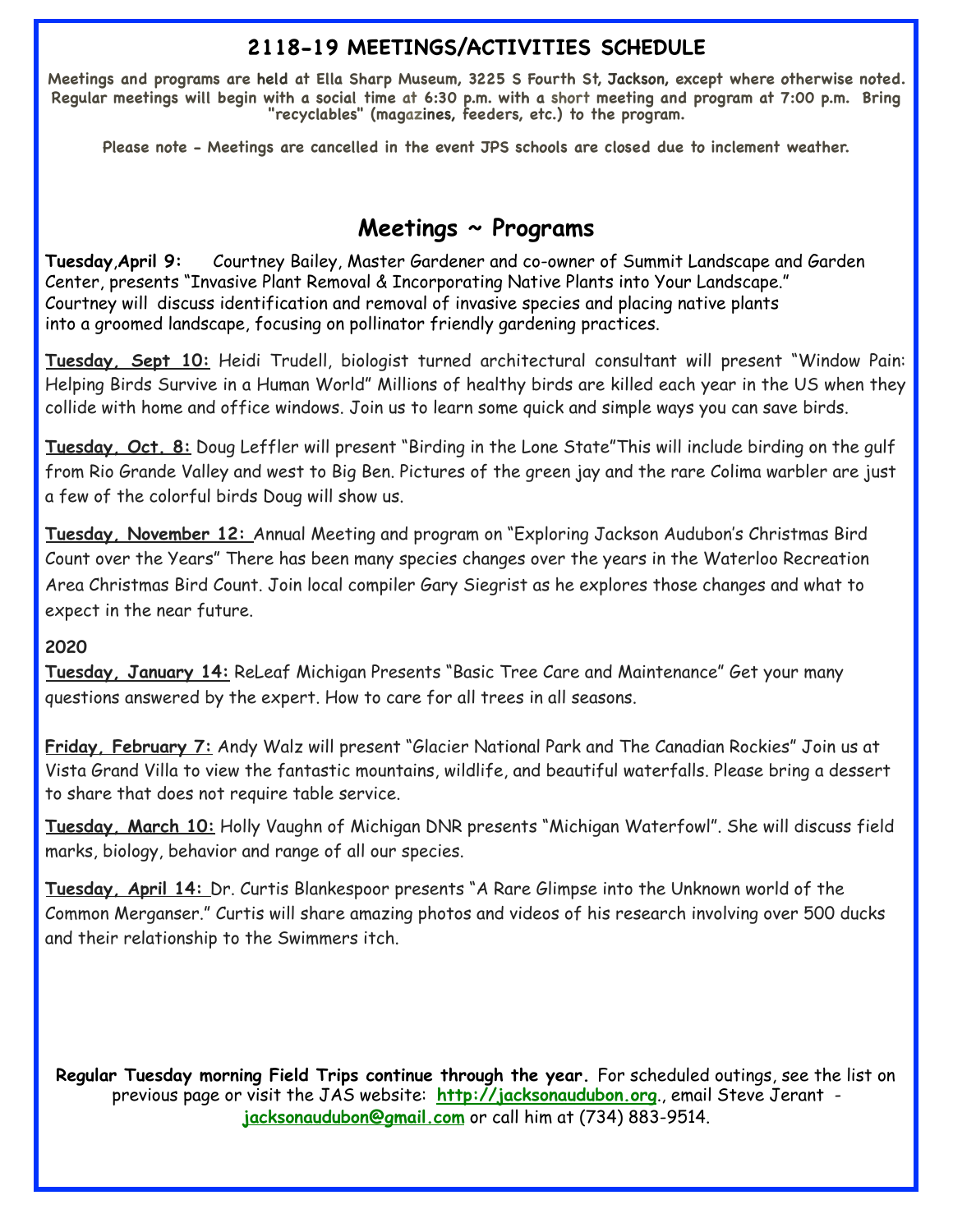## 2118-19 MEETINGS/ACTIVITIES SCHEDULE

**Meetings and programs are held at Ella Sharp Museum, 3225 S Fourth St, Jackson, except where otherwise noted. Regular meetings will begin with a social time at 6:30 p.m. with a short meeting and program at 7:00 p.m. Bring "recyclables" (magazines, feeders, etc.) to the program.**

**Please note - Meetings are cancelled in the event JPS schools are closed due to inclement weather.**

## Meetings ~ Programs

**Tuesday,April 9:** Courtney Bailey, Master Gardener and co-owner of Summit Landscape and Garden Center, presents "Invasive Plant Removal & Incorporating Native Plants into Your Landscape." Courtney will discuss identification and removal of invasive species and placing native plants into a groomed landscape, focusing on pollinator friendly gardening practices.

**Tuesday, Sept 10:** Heidi Trudell, biologist turned architectural consultant will present "Window Pain: Helping Birds Survive in a Human World" Millions of healthy birds are killed each year in the US when they collide with home and office windows. Join us to learn some quick and simple ways you can save birds.

**Tuesday, Oct. 8:** Doug Leffler will present "Birding in the Lone State"This will include birding on the gulf from Rio Grande Valley and west to Big Ben. Pictures of the green jay and the rare Colima warbler are just a few of the colorful birds Doug will show us.

**Tuesday, November 12:** Annual Meeting and program on "Exploring Jackson Audubon's Christmas Bird Count over the Years" There has been many species changes over the years in the Waterloo Recreation Area Christmas Bird Count. Join local compiler Gary Siegrist as he explores those changes and what to expect in the near future.

**2020**

**Tuesday, January 14:** ReLeaf Michigan Presents "Basic Tree Care and Maintenance" Get your many questions answered by the expert. How to care for all trees in all seasons.

**Friday, February 7:** Andy Walz will present "Glacier National Park and The Canadian Rockies" Join us at Vista Grand Villa to view the fantastic mountains, wildlife, and beautiful waterfalls. Please bring a dessert to share that does not require table service.

**Tuesday, March 10:** Holly Vaughn of Michigan DNR presents "Michigan Waterfowl". She will discuss field marks, biology, behavior and range of all our species.

**Tuesday, April 14:** Dr. Curtis Blankespoor presents "A Rare Glimpse into the Unknown world of the Common Merganser." Curtis will share amazing photos and videos of his research involving over 500 ducks and their relationship to the Swimmers itch.

**Regular Tuesday morning Field Trips continue through the year.** For scheduled outings, see the list on previous page or visit the JAS website: **http://jacksonaudubon.org**., email Steve Jerant - **jacksonaudubon@gmail.com** or call him at (734) 883-9514.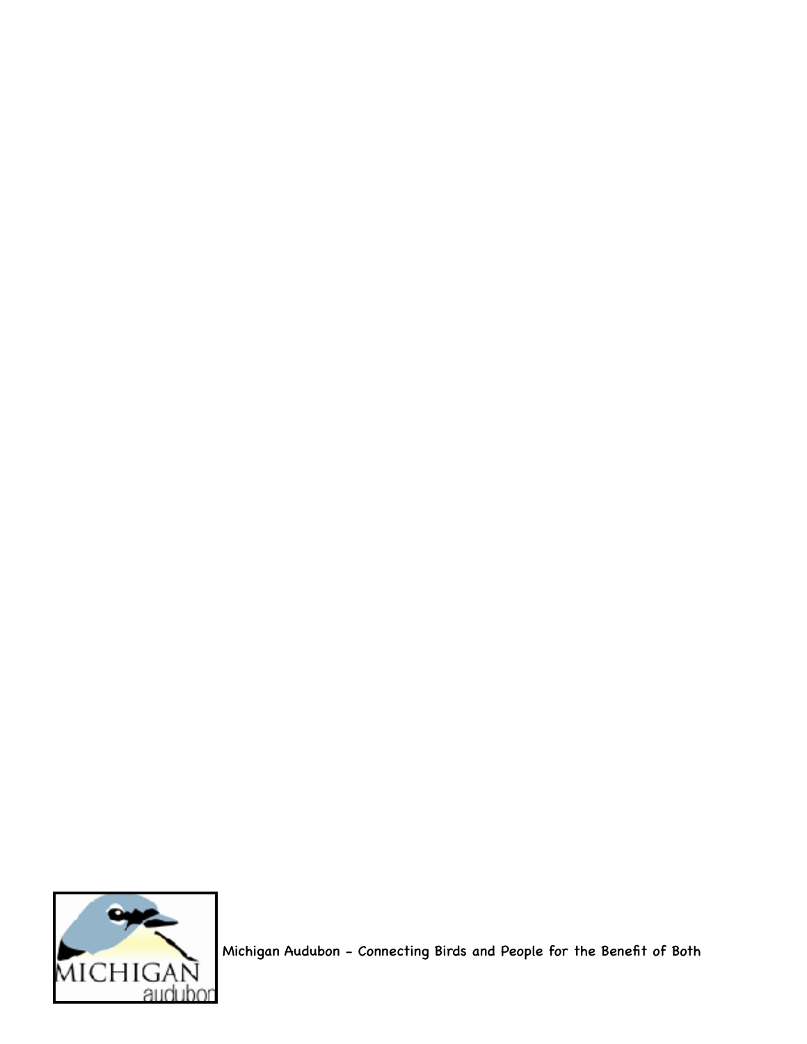Michigan Audubon - Connecting Birds and People for the Benefit of Both